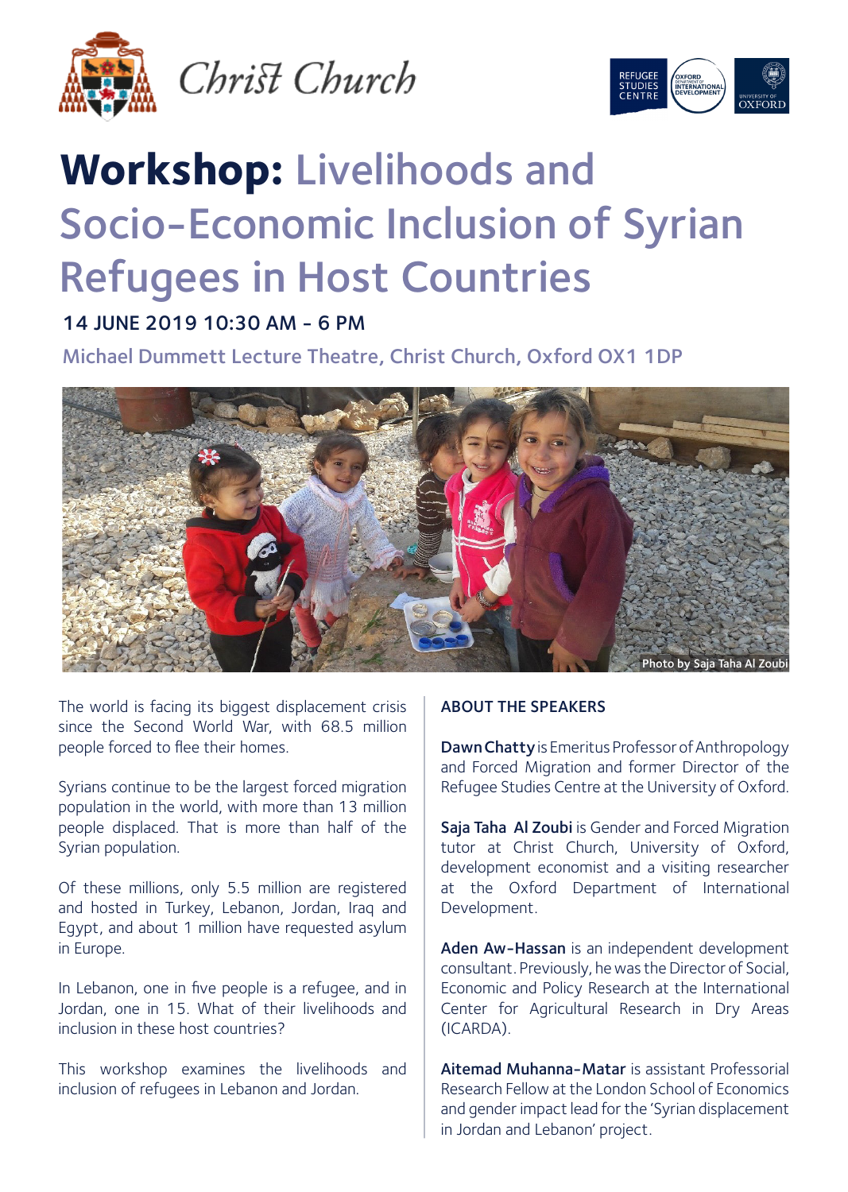Christ Church

REFUGEE STUDIES CENTRE · OXFORD DEPARTMENT OF INTERNATIONAL DEVELOPMENT · UNIVERSITY OF OXFORD

# **Workshop:** Livelihoods and Socio-Economic Inclusion of Syrian Refugees in Host Countries

14 JUNE 2019 10:30 AM - 6 PM

Michael Dummett Lecture Theatre, Christ Church, Oxford OX1 1DP

Photo by Saja Taha Al Zoubi

The world is facing its biggest displacement crisis since the Second World War, with 68.5 million people forced to flee their homes.

Syrians continue to be the largest forced migration population in the world, with more than 13 million people displaced. That is more than half of the Syrian population.

Of these millions, only 5.5 million are registered and hosted in Turkey, Lebanon, Jordan, Iraq and Egypt, and about 1 million have requested asylum in Europe.

In Lebanon, one in five people is a refugee, and in Jordan, one in 15. What of their livelihoods and inclusion in these host countries?

This workshop examines the livelihoods and inclusion of refugees in Lebanon and Jordan.

## ABOUT THE SPEAKERS

**Dawn Chatty** is Emeritus Professor of Anthropology and Forced Migration and former Director of the Refugee Studies Centre at the University of Oxford.

**Saja Taha Al Zoubi** is Gender and Forced Migration tutor at Christ Church, University of Oxford, development economist and a visiting researcher at the Oxford Department of International Development.

**Aden Aw-Hassan** is an independent development consultant. Previously, he was the Director of Social, Economic and Policy Research at the International Center for Agricultural Research in Dry Areas (ICARDA).

**Aitemad Muhanna-Matar** is assistant Professorial Research Fellow at the London School of Economics and gender impact lead for the 'Syrian displacement in Jordan and Lebanon' project.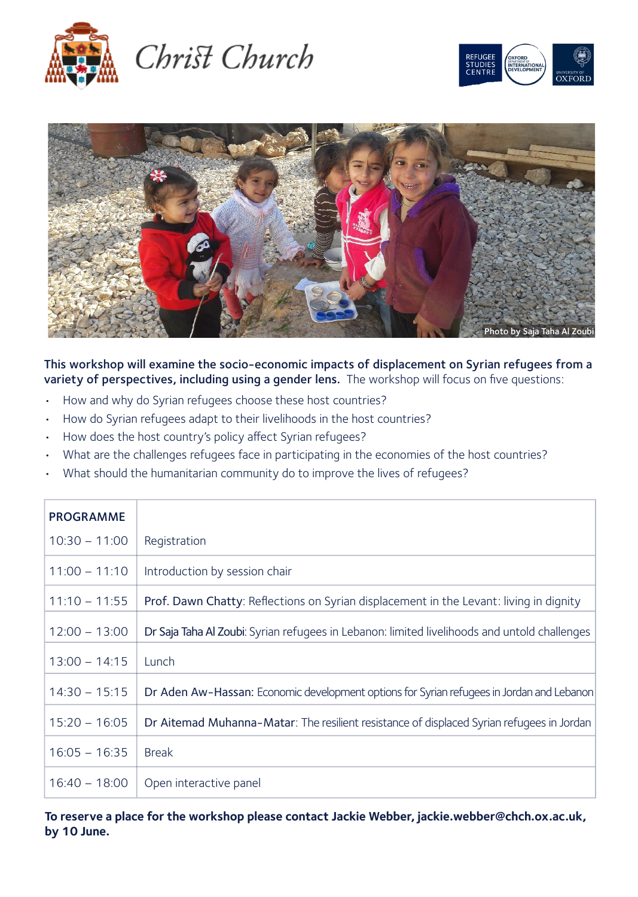Christ Church

REFUGEE STUDIES CENTRE | OXFORD DEPARTMENT OF INTERNATIONAL DEVELOPMENT | UNIVERSITY OF OXFORD

Photo by Saja Taha Al Zoubi

**This workshop will examine the socio-economic impacts of displacement on Syrian refugees from a variety of perspectives, including using a gender lens.** The workshop will focus on five questions:

- How and why do Syrian refugees choose these host countries?
- How do Syrian refugees adapt to their livelihoods in the host countries?
- How does the host country's policy affect Syrian refugees?
- What are the challenges refugees face in participating in the economies of the host countries?
- What should the humanitarian community do to improve the lives of refugees?

| PROGRAMME | |
|---|---|
| 10:30 – 11:00 | Registration |
| 11:00 – 11:10 | Introduction by session chair |
| 11:10 – 11:55 | Prof. Dawn Chatty: Reflections on Syrian displacement in the Levant: living in dignity |
| 12:00 – 13:00 | Dr Saja Taha Al Zoubi: Syrian refugees in Lebanon: limited livelihoods and untold challenges |
| 13:00 – 14:15 | Lunch |
| 14:30 – 15:15 | Dr Aden Aw-Hassan: Economic development options for Syrian refugees in Jordan and Lebanon |
| 15:20 – 16:05 | Dr Aitemad Muhanna-Matar: The resilient resistance of displaced Syrian refugees in Jordan |
| 16:05 – 16:35 | Break |
| 16:40 – 18:00 | Open interactive panel |

**To reserve a place for the workshop please contact Jackie Webber, jackie.webber@chch.ox.ac.uk, by 10 June.**